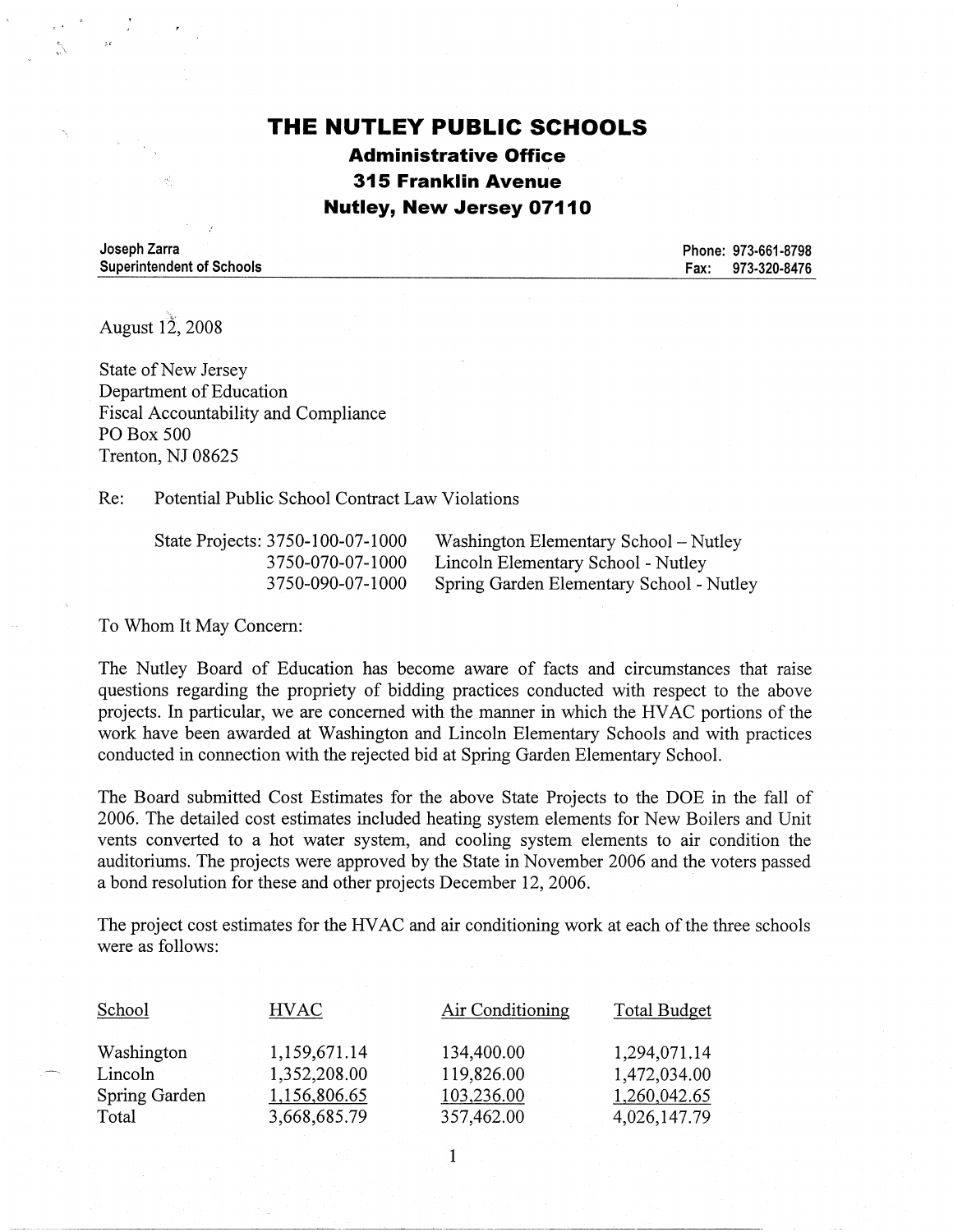# THE NUTLEY PUBLIC SCHOOLS

## Administrative Office
## 315 Franklin Avenue
## Nutley, New Jersey 07110

**Joseph Zarra**
**Superintendent of Schools**

**Phone: 973-661-8798**
**Fax: 973-320-8476**

August 12, 2008

State of New Jersey
Department of Education
Fiscal Accountability and Compliance
PO Box 500
Trenton, NJ 08625

Re: Potential Public School Contract Law Violations

State Projects: 3750-100-07-1000 Washington Elementary School – Nutley
3750-070-07-1000 Lincoln Elementary School - Nutley
3750-090-07-1000 Spring Garden Elementary School - Nutley

To Whom It May Concern:

The Nutley Board of Education has become aware of facts and circumstances that raise questions regarding the propriety of bidding practices conducted with respect to the above projects. In particular, we are concerned with the manner in which the HVAC portions of the work have been awarded at Washington and Lincoln Elementary Schools and with practices conducted in connection with the rejected bid at Spring Garden Elementary School.

The Board submitted Cost Estimates for the above State Projects to the DOE in the fall of 2006. The detailed cost estimates included heating system elements for New Boilers and Unit vents converted to a hot water system, and cooling system elements to air condition the auditoriums. The projects were approved by the State in November 2006 and the voters passed a bond resolution for these and other projects December 12, 2006.

The project cost estimates for the HVAC and air conditioning work at each of the three schools were as follows:

| School | HVAC | Air Conditioning | Total Budget |
|---|---|---|---|
| Washington | 1,159,671.14 | 134,400.00 | 1,294,071.14 |
| Lincoln | 1,352,208.00 | 119,826.00 | 1,472,034.00 |
| Spring Garden | 1,156,806.65 | 103,236.00 | 1,260,042.65 |
| Total | 3,668,685.79 | 357,462.00 | 4,026,147.79 |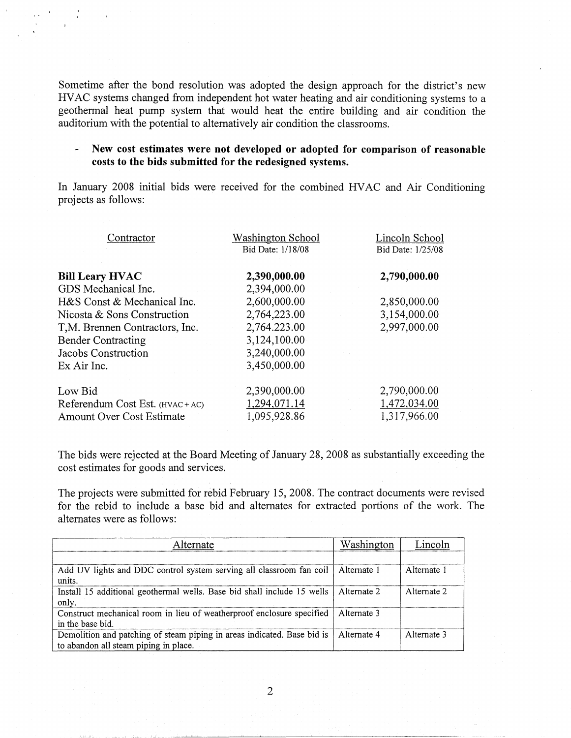Sometime after the bond resolution was adopted the design approach for the district's new HVAC systems changed from independent hot water heating and air conditioning systems to a geothermal heat pump system that would heat the entire building and air condition the auditorium with the potential to alternatively air condition the classrooms.

- **New cost estimates were not developed or adopted for comparison of reasonable costs to the bids submitted for the redesigned systems.**

In January 2008 initial bids were received for the combined HVAC and Air Conditioning projects as follows:

| Contractor | Washington School<br>Bid Date: 1/18/08 | Lincoln School<br>Bid Date: 1/25/08 |
|---|---|---|
| **Bill Leary HVAC** | **2,390,000.00** | **2,790,000.00** |
| GDS Mechanical Inc. | 2,394,000.00 | |
| H&S Const & Mechanical Inc. | 2,600,000.00 | 2,850,000.00 |
| Nicosta & Sons Construction | 2,764,223.00 | 3,154,000.00 |
| T,M. Brennen Contractors, Inc. | 2,764.223.00 | 2,997,000.00 |
| Bender Contracting | 3,124,100.00 | |
| Jacobs Construction | 3,240,000.00 | |
| Ex Air Inc. | 3,450,000.00 | |
| | | |
| Low Bid | 2,390,000.00 | 2,790,000.00 |
| Referendum Cost Est. (HVAC + AC) | 1,294,071.14 | 1,472,034.00 |
| Amount Over Cost Estimate | 1,095,928.86 | 1,317,966.00 |

The bids were rejected at the Board Meeting of January 28, 2008 as substantially exceeding the cost estimates for goods and services.

The projects were submitted for rebid February 15, 2008. The contract documents were revised for the rebid to include a base bid and alternates for extracted portions of the work. The alternates were as follows:

| Alternate | Washington | Lincoln |
|---|---|---|
| Add UV lights and DDC control system serving all classroom fan coil units. | Alternate 1 | Alternate 1 |
| Install 15 additional geothermal wells. Base bid shall include 15 wells only. | Alternate 2 | Alternate 2 |
| Construct mechanical room in lieu of weatherproof enclosure specified in the base bid. | Alternate 3 | |
| Demolition and patching of steam piping in areas indicated. Base bid is to abandon all steam piping in place. | Alternate 4 | Alternate 3 |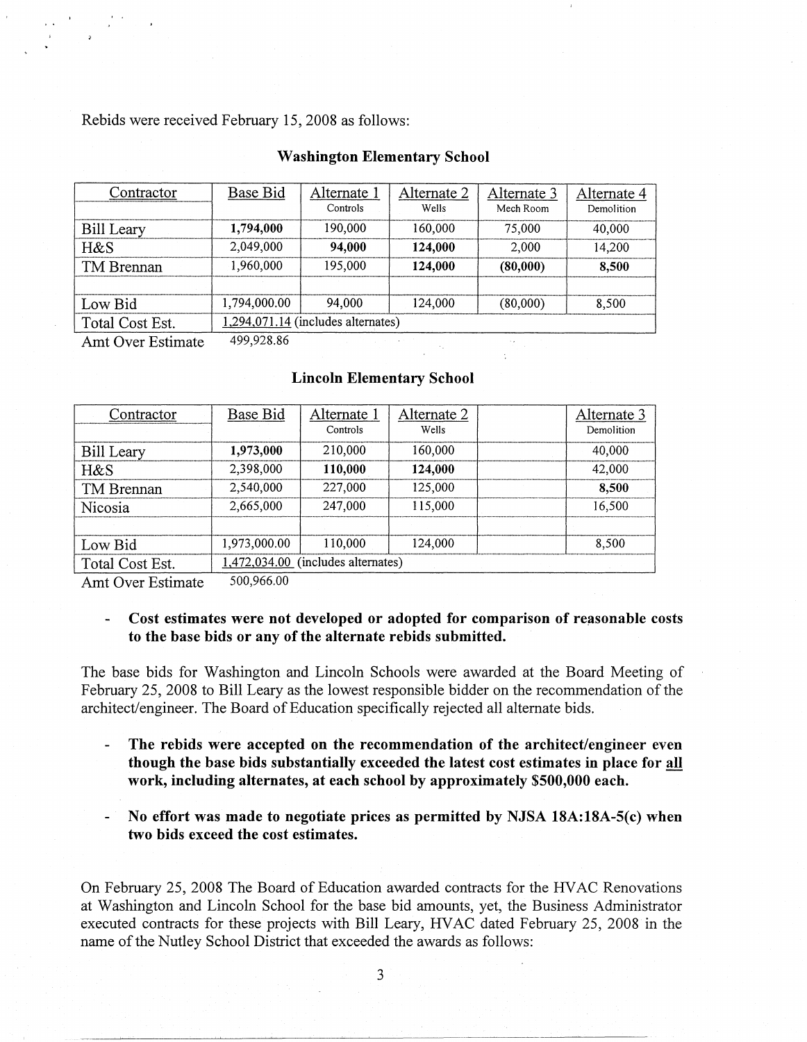Rebids were received February 15, 2008 as follows:

**Washington Elementary School**

| Contractor | Base Bid | Alternate 1 Controls | Alternate 2 Wells | Alternate 3 Mech Room | Alternate 4 Demolition |
|---|---|---|---|---|---|
| Bill Leary | **1,794,000** | 190,000 | 160,000 | 75,000 | 40,000 |
| H&S | 2,049,000 | **94,000** | **124,000** | 2,000 | 14,200 |
| TM Brennan | 1,960,000 | 195,000 | **124,000** | **(80,000)** | **8,500** |
| | | | | | |
| Low Bid | 1,794,000.00 | 94,000 | 124,000 | (80,000) | 8,500 |
| Total Cost Est. | 1,294,071.14 (includes alternates) | | | | |
| Amt Over Estimate | 499,928.86 | | | | |

**Lincoln Elementary School**

| Contractor | Base Bid | Alternate 1 Controls | Alternate 2 Wells | | Alternate 3 Demolition |
|---|---|---|---|---|---|
| Bill Leary | **1,973,000** | 210,000 | 160,000 | | 40,000 |
| H&S | 2,398,000 | **110,000** | **124,000** | | 42,000 |
| TM Brennan | 2,540,000 | 227,000 | 125,000 | | **8,500** |
| Nicosia | 2,665,000 | 247,000 | 115,000 | | 16,500 |
| | | | | | |
| Low Bid | 1,973,000.00 | 110,000 | 124,000 | | 8,500 |
| Total Cost Est. | 1,472,034.00 (includes alternates) | | | | |
| Amt Over Estimate | 500,966.00 | | | | |

- **Cost estimates were not developed or adopted for comparison of reasonable costs to the base bids or any of the alternate rebids submitted.**

The base bids for Washington and Lincoln Schools were awarded at the Board Meeting of February 25, 2008 to Bill Leary as the lowest responsible bidder on the recommendation of the architect/engineer. The Board of Education specifically rejected all alternate bids.

- **The rebids were accepted on the recommendation of the architect/engineer even though the base bids substantially exceeded the latest cost estimates in place for <u>all</u> work, including alternates, at each school by approximately $500,000 each.**

- **No effort was made to negotiate prices as permitted by NJSA 18A:18A-5(c) when two bids exceed the cost estimates.**

On February 25, 2008 The Board of Education awarded contracts for the HVAC Renovations at Washington and Lincoln School for the base bid amounts, yet, the Business Administrator executed contracts for these projects with Bill Leary, HVAC dated February 25, 2008 in the name of the Nutley School District that exceeded the awards as follows: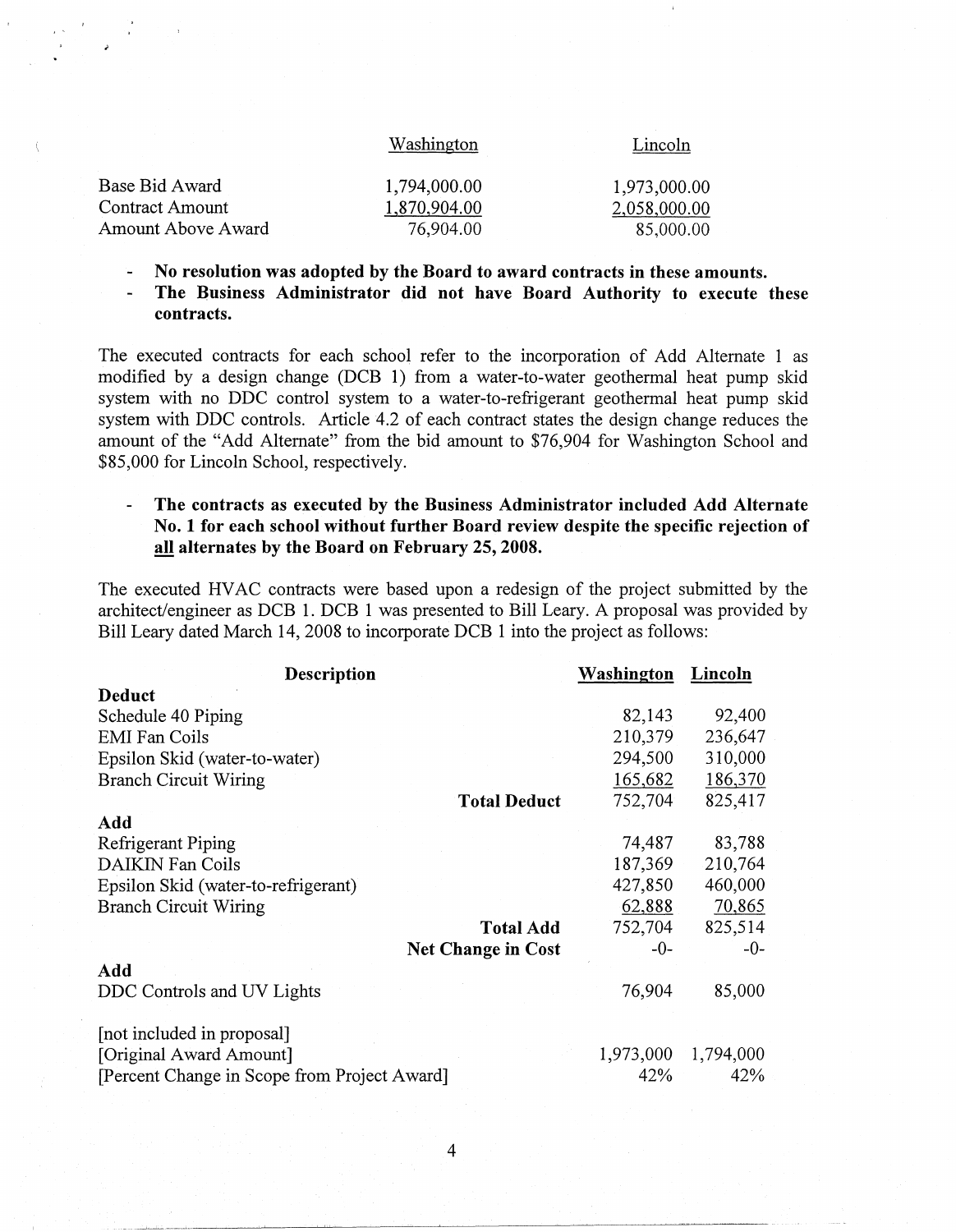| | Washington | Lincoln |
|---|---|---|
| Base Bid Award | 1,794,000.00 | 1,973,000.00 |
| Contract Amount | 1,870,904.00 | 2,058,000.00 |
| Amount Above Award | 76,904.00 | 85,000.00 |

- **No resolution was adopted by the Board to award contracts in these amounts.**
- **The Business Administrator did not have Board Authority to execute these contracts.**

The executed contracts for each school refer to the incorporation of Add Alternate 1 as modified by a design change (DCB 1) from a water-to-water geothermal heat pump skid system with no DDC control system to a water-to-refrigerant geothermal heat pump skid system with DDC controls. Article 4.2 of each contract states the design change reduces the amount of the "Add Alternate" from the bid amount to $76,904 for Washington School and $85,000 for Lincoln School, respectively.

- **The contracts as executed by the Business Administrator included Add Alternate No. 1 for each school without further Board review despite the specific rejection of <u>all</u> alternates by the Board on February 25, 2008.**

The executed HVAC contracts were based upon a redesign of the project submitted by the architect/engineer as DCB 1. DCB 1 was presented to Bill Leary. A proposal was provided by Bill Leary dated March 14, 2008 to incorporate DCB 1 into the project as follows:

| Description | | Washington | Lincoln |
|---|---|---|---|
| **Deduct** | | | |
| Schedule 40 Piping | | 82,143 | 92,400 |
| EMI Fan Coils | | 210,379 | 236,647 |
| Epsilon Skid (water-to-water) | | 294,500 | 310,000 |
| Branch Circuit Wiring | | 165,682 | 186,370 |
| | **Total Deduct** | 752,704 | 825,417 |
| **Add** | | | |
| Refrigerant Piping | | 74,487 | 83,788 |
| DAIKIN Fan Coils | | 187,369 | 210,764 |
| Epsilon Skid (water-to-refrigerant) | | 427,850 | 460,000 |
| Branch Circuit Wiring | | 62,888 | 70,865 |
| | **Total Add** | 752,704 | 825,514 |
| | **Net Change in Cost** | -0- | -0- |
| **Add** | | | |
| DDC Controls and UV Lights | | 76,904 | 85,000 |
| [not included in proposal] | | | |
| [Original Award Amount] | | 1,973,000 | 1,794,000 |
| [Percent Change in Scope from Project Award] | | 42% | 42% |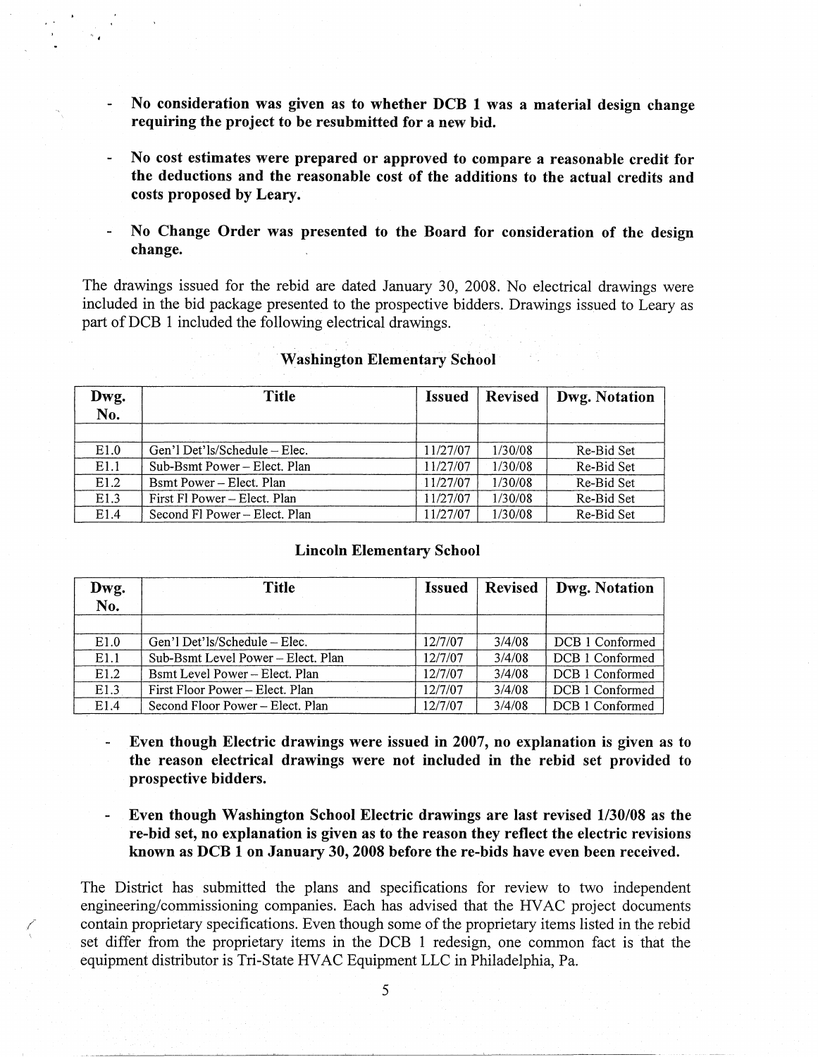- **No consideration was given as to whether DCB 1 was a material design change requiring the project to be resubmitted for a new bid.**

- **No cost estimates were prepared or approved to compare a reasonable credit for the deductions and the reasonable cost of the additions to the actual credits and costs proposed by Leary.**

- **No Change Order was presented to the Board for consideration of the design change.**

The drawings issued for the rebid are dated January 30, 2008. No electrical drawings were included in the bid package presented to the prospective bidders. Drawings issued to Leary as part of DCB 1 included the following electrical drawings.

**Washington Elementary School**

| Dwg. No. | Title | Issued | Revised | Dwg. Notation |
|---|---|---|---|---|
| | | | | |
| E1.0 | Gen'l Det'ls/Schedule – Elec. | 11/27/07 | 1/30/08 | Re-Bid Set |
| E1.1 | Sub-Bsmt Power – Elect. Plan | 11/27/07 | 1/30/08 | Re-Bid Set |
| E1.2 | Bsmt Power – Elect. Plan | 11/27/07 | 1/30/08 | Re-Bid Set |
| E1.3 | First Fl Power – Elect. Plan | 11/27/07 | 1/30/08 | Re-Bid Set |
| E1.4 | Second Fl Power – Elect. Plan | 11/27/07 | 1/30/08 | Re-Bid Set |

**Lincoln Elementary School**

| Dwg. No. | Title | Issued | Revised | Dwg. Notation |
|---|---|---|---|---|
| | | | | |
| E1.0 | Gen'l Det'ls/Schedule – Elec. | 12/7/07 | 3/4/08 | DCB 1 Conformed |
| E1.1 | Sub-Bsmt Level Power – Elect. Plan | 12/7/07 | 3/4/08 | DCB 1 Conformed |
| E1.2 | Bsmt Level Power – Elect. Plan | 12/7/07 | 3/4/08 | DCB 1 Conformed |
| E1.3 | First Floor Power – Elect. Plan | 12/7/07 | 3/4/08 | DCB 1 Conformed |
| E1.4 | Second Floor Power – Elect. Plan | 12/7/07 | 3/4/08 | DCB 1 Conformed |

- **Even though Electric drawings were issued in 2007, no explanation is given as to the reason electrical drawings were not included in the rebid set provided to prospective bidders.**

- **Even though Washington School Electric drawings are last revised 1/30/08 as the re-bid set, no explanation is given as to the reason they reflect the electric revisions known as DCB 1 on January 30, 2008 before the re-bids have even been received.**

The District has submitted the plans and specifications for review to two independent engineering/commissioning companies. Each has advised that the HVAC project documents contain proprietary specifications. Even though some of the proprietary items listed in the rebid set differ from the proprietary items in the DCB 1 redesign, one common fact is that the equipment distributor is Tri-State HVAC Equipment LLC in Philadelphia, Pa.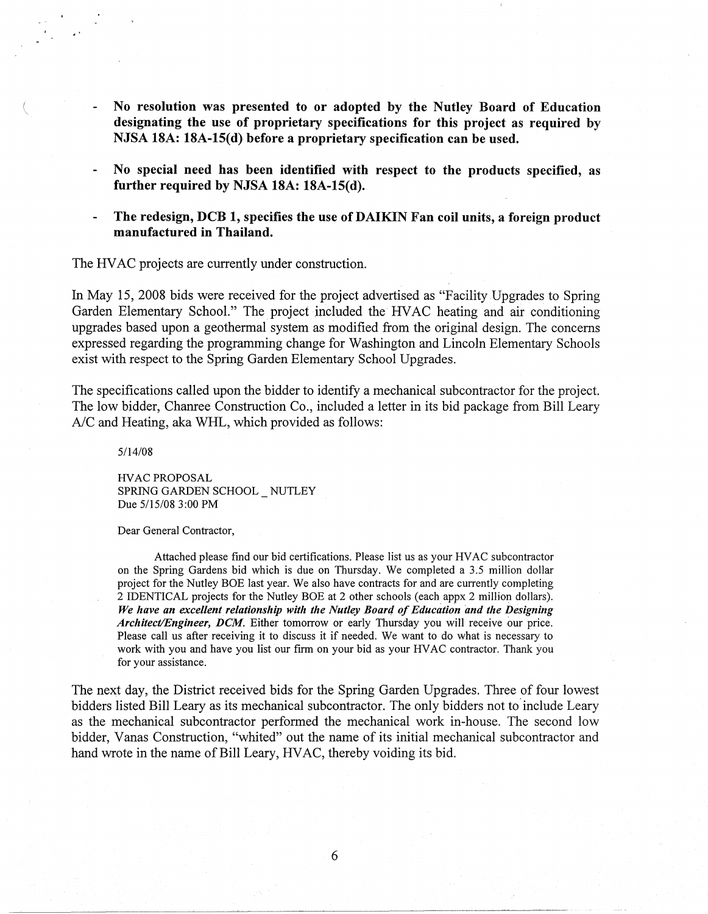- **No resolution was presented to or adopted by the Nutley Board of Education designating the use of proprietary specifications for this project as required by NJSA 18A: 18A-15(d) before a proprietary specification can be used.**

- **No special need has been identified with respect to the products specified, as further required by NJSA 18A: 18A-15(d).**

- **The redesign, DCB 1, specifies the use of DAIKIN Fan coil units, a foreign product manufactured in Thailand.**

The HVAC projects are currently under construction.

In May 15, 2008 bids were received for the project advertised as "Facility Upgrades to Spring Garden Elementary School." The project included the HVAC heating and air conditioning upgrades based upon a geothermal system as modified from the original design. The concerns expressed regarding the programming change for Washington and Lincoln Elementary Schools exist with respect to the Spring Garden Elementary School Upgrades.

The specifications called upon the bidder to identify a mechanical subcontractor for the project. The low bidder, Chanree Construction Co., included a letter in its bid package from Bill Leary A/C and Heating, aka WHL, which provided as follows:

> 5/14/08
>
> HVAC PROPOSAL
> SPRING GARDEN SCHOOL _ NUTLEY
> Due 5/15/08 3:00 PM
>
> Dear General Contractor,
>
> Attached please find our bid certifications. Please list us as your HVAC subcontractor on the Spring Gardens bid which is due on Thursday. We completed a 3.5 million dollar project for the Nutley BOE last year. We also have contracts for and are currently completing 2 IDENTICAL projects for the Nutley BOE at 2 other schools (each appx 2 million dollars). ***We have an excellent relationship with the Nutley Board of Education and the Designing Architect/Engineer, DCM.*** Either tomorrow or early Thursday you will receive our price. Please call us after receiving it to discuss it if needed. We want to do what is necessary to work with you and have you list our firm on your bid as your HVAC contractor. Thank you for your assistance.

The next day, the District received bids for the Spring Garden Upgrades. Three of four lowest bidders listed Bill Leary as its mechanical subcontractor. The only bidders not to include Leary as the mechanical subcontractor performed the mechanical work in-house. The second low bidder, Vanas Construction, "whited" out the name of its initial mechanical subcontractor and hand wrote in the name of Bill Leary, HVAC, thereby voiding its bid.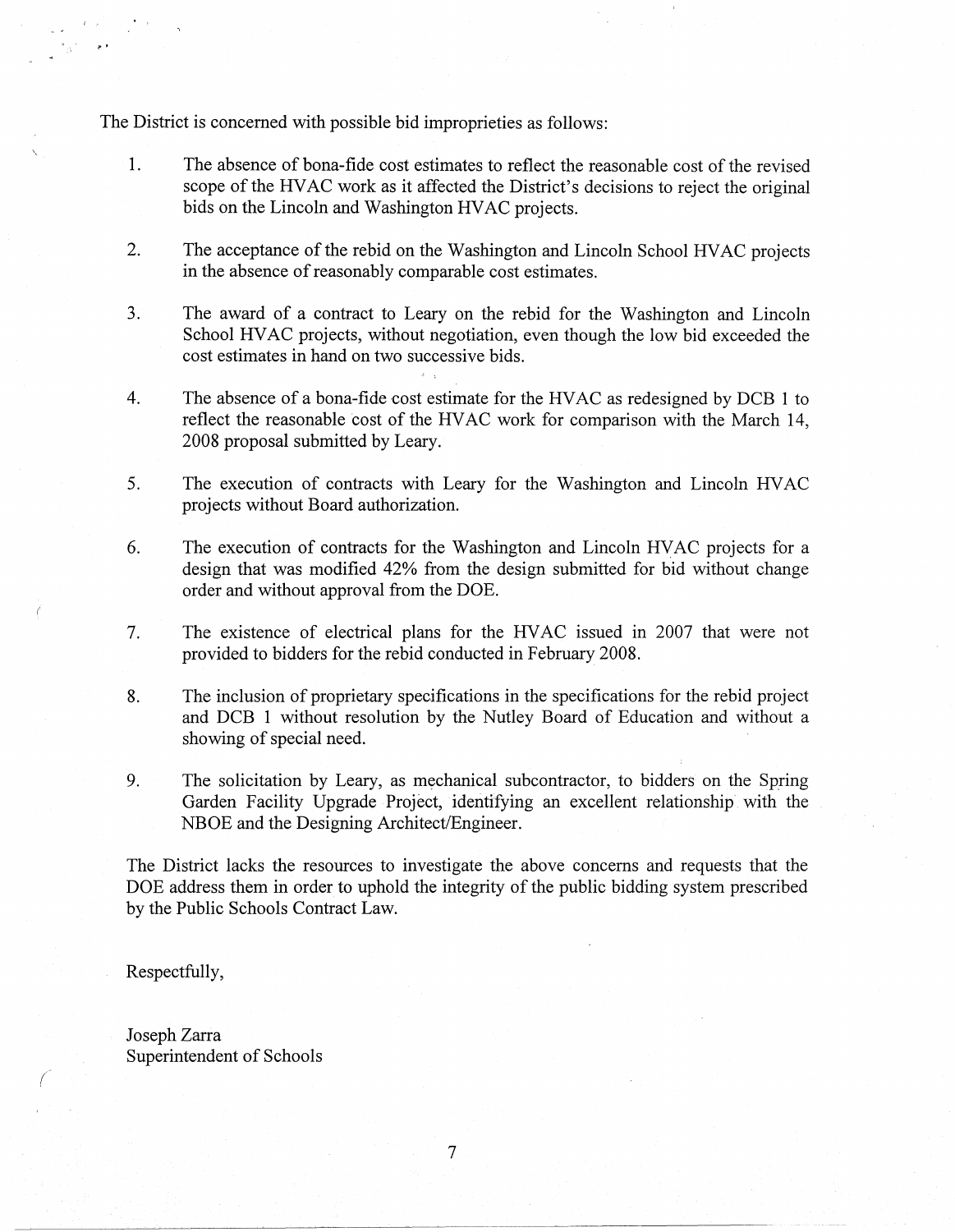The District is concerned with possible bid improprieties as follows:

1. The absence of bona-fide cost estimates to reflect the reasonable cost of the revised scope of the HVAC work as it affected the District's decisions to reject the original bids on the Lincoln and Washington HVAC projects.

2. The acceptance of the rebid on the Washington and Lincoln School HVAC projects in the absence of reasonably comparable cost estimates.

3. The award of a contract to Leary on the rebid for the Washington and Lincoln School HVAC projects, without negotiation, even though the low bid exceeded the cost estimates in hand on two successive bids.

4. The absence of a bona-fide cost estimate for the HVAC as redesigned by DCB 1 to reflect the reasonable cost of the HVAC work for comparison with the March 14, 2008 proposal submitted by Leary.

5. The execution of contracts with Leary for the Washington and Lincoln HVAC projects without Board authorization.

6. The execution of contracts for the Washington and Lincoln HVAC projects for a design that was modified 42% from the design submitted for bid without change order and without approval from the DOE.

7. The existence of electrical plans for the HVAC issued in 2007 that were not provided to bidders for the rebid conducted in February 2008.

8. The inclusion of proprietary specifications in the specifications for the rebid project and DCB 1 without resolution by the Nutley Board of Education and without a showing of special need.

9. The solicitation by Leary, as mechanical subcontractor, to bidders on the Spring Garden Facility Upgrade Project, identifying an excellent relationship with the NBOE and the Designing Architect/Engineer.

The District lacks the resources to investigate the above concerns and requests that the DOE address them in order to uphold the integrity of the public bidding system prescribed by the Public Schools Contract Law.

Respectfully,

Joseph Zarra
Superintendent of Schools